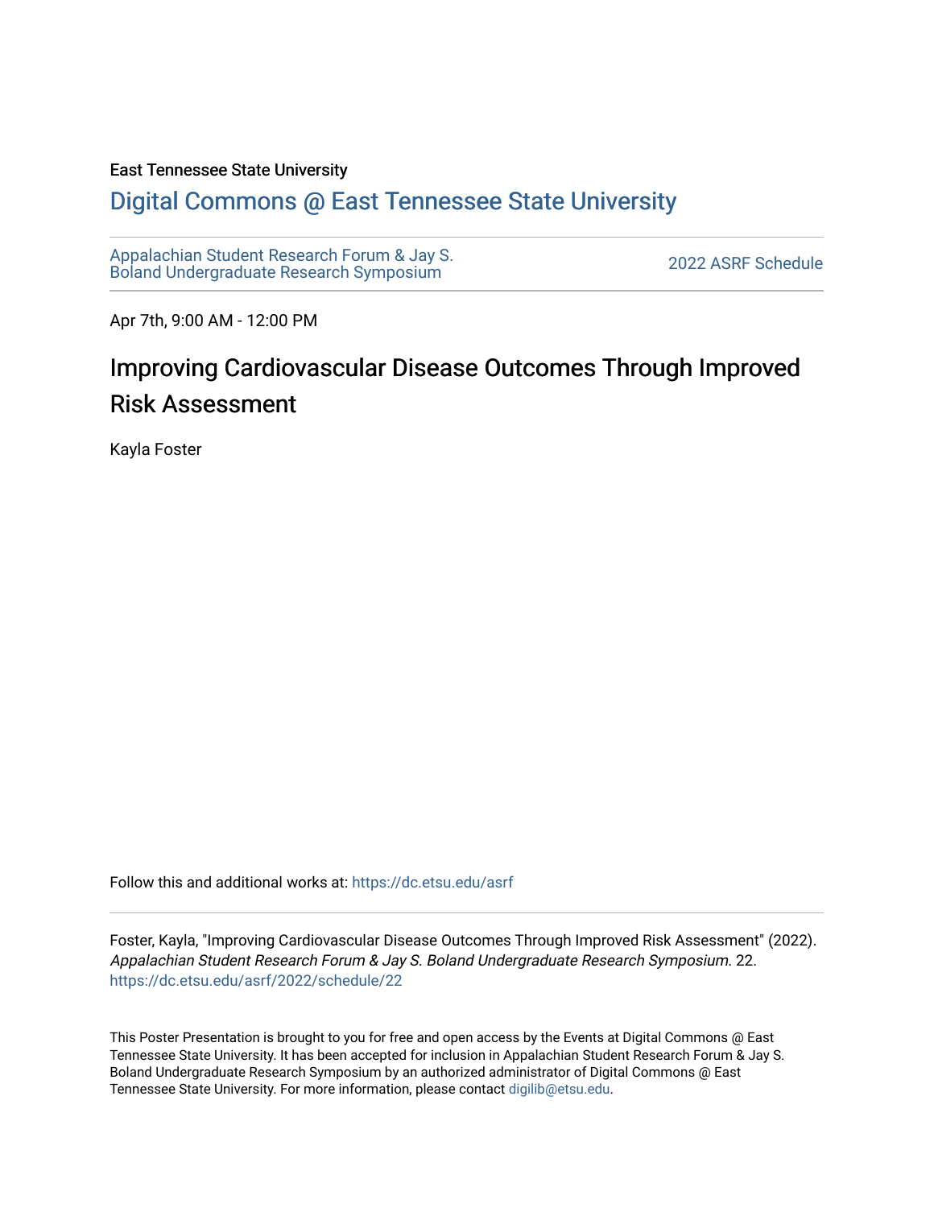East Tennessee State University

# Digital Commons @ East Tennessee State University

Appalachian Student Research Forum & Jay S. Boland Undergraduate Research Symposium

2022 ASRF Schedule

Apr 7th, 9:00 AM - 12:00 PM

## Improving Cardiovascular Disease Outcomes Through Improved Risk Assessment

Kayla Foster

Follow this and additional works at: https://dc.etsu.edu/asrf

Foster, Kayla, "Improving Cardiovascular Disease Outcomes Through Improved Risk Assessment" (2022). *Appalachian Student Research Forum & Jay S. Boland Undergraduate Research Symposium*. 22. https://dc.etsu.edu/asrf/2022/schedule/22

This Poster Presentation is brought to you for free and open access by the Events at Digital Commons @ East Tennessee State University. It has been accepted for inclusion in Appalachian Student Research Forum & Jay S. Boland Undergraduate Research Symposium by an authorized administrator of Digital Commons @ East Tennessee State University. For more information, please contact digilib@etsu.edu.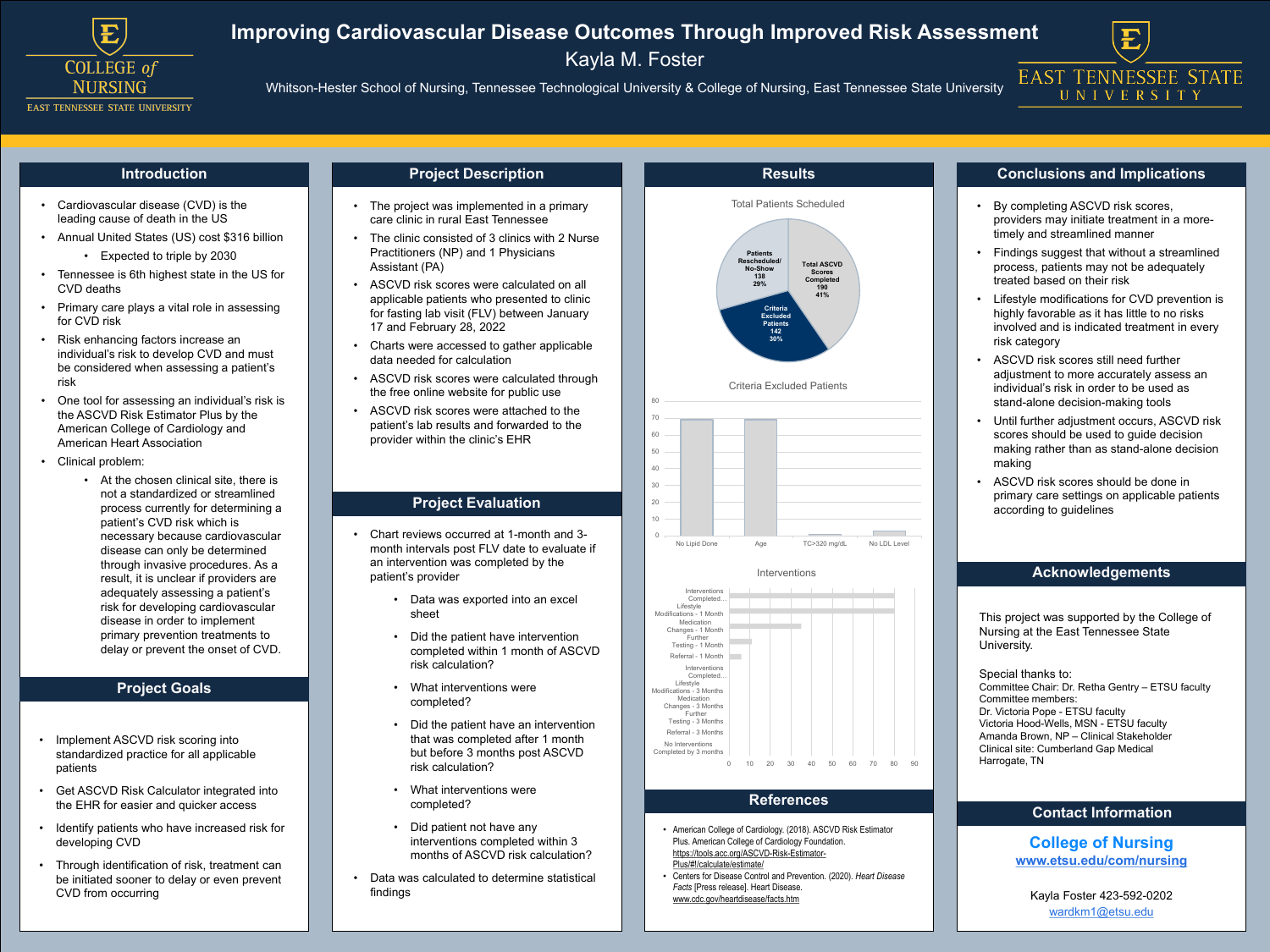# Improving Cardiovascular Disease Outcomes Through Improved Risk Assessment

Kayla M. Foster

Whitson-Hester School of Nursing, Tennessee Technological University & College of Nursing, East Tennessee State University

COLLEGE of NURSING
EAST TENNESSEE STATE UNIVERSITY

EAST TENNESSEE STATE UNIVERSITY

## Introduction

- Cardiovascular disease (CVD) is the leading cause of death in the US
- Annual United States (US) cost $316 billion
  - Expected to triple by 2030
- Tennessee is 6th highest state in the US for CVD deaths
- Primary care plays a vital role in assessing for CVD risk
- Risk enhancing factors increase an individual's risk to develop CVD and must be considered when assessing a patient's risk
- One tool for assessing an individual's risk is the ASCVD Risk Estimator Plus by the American College of Cardiology and American Heart Association
- Clinical problem:
  - At the chosen clinical site, there is not a standardized or streamlined process currently for determining a patient's CVD risk which is necessary because cardiovascular disease can only be determined through invasive procedures. As a result, it is unclear if providers are adequately assessing a patient's risk for developing cardiovascular disease in order to implement primary prevention treatments to delay or prevent the onset of CVD.

## Project Goals

- Implement ASCVD risk scoring into standardized practice for all applicable patients
- Get ASCVD Risk Calculator integrated into the EHR for easier and quicker access
- Identify patients who have increased risk for developing CVD
- Through identification of risk, treatment can be initiated sooner to delay or even prevent CVD from occurring

## Project Description

- The project was implemented in a primary care clinic in rural East Tennessee
- The clinic consisted of 3 clinics with 2 Nurse Practitioners (NP) and 1 Physicians Assistant (PA)
- ASCVD risk scores were calculated on all applicable patients who presented to clinic for fasting lab visit (FLV) between January 17 and February 28, 2022
- Charts were accessed to gather applicable data needed for calculation
- ASCVD risk scores were calculated through the free online website for public use
- ASCVD risk scores were attached to the patient's lab results and forwarded to the provider within the clinic's EHR

## Project Evaluation

- Chart reviews occurred at 1-month and 3-month intervals post FLV date to evaluate if an intervention was completed by the patient's provider
  - Data was exported into an excel sheet
  - Did the patient have intervention completed within 1 month of ASCVD risk calculation?
  - What interventions were completed?
  - Did the patient have an intervention that was completed after 1 month but before 3 months post ASCVD risk calculation?
  - What interventions were completed?
  - Did patient not have any interventions completed within 3 months of ASCVD risk calculation?
- Data was calculated to determine statistical findings

## Results

Total Patients Scheduled

Patients Rescheduled/ No-Show 138 29%

Total ASCVD Scores Completed 190 41%

Criteria Excluded Patients 142 30%

Criteria Excluded Patients

80, 70, 60, 50, 40, 30, 20, 10, 0

No Lipid Done, Age, TC>320 mg/dL, No LDL Level

Interventions

Interventions Completed...
Lifestyle Modifications - 1 Month
Medication Changes - 1 Month
Further Testing - 1 Month
Referral - 1 Month
Interventions Completed...
Lifestyle Modifications - 3 Months
Medication Changes - 3 Months
Further Testing - 3 Months
Referral - 3 Months
No Interventions Completed by 3 months

0, 10, 20, 30, 40, 50, 60, 70, 80, 90

## References

- American College of Cardiology. (2018). ASCVD Risk Estimator Plus. American College of Cardiology Foundation. https://tools.acc.org/ASCVD-Risk-Estimator-Plus/#!/calculate/estimate/
- Centers for Disease Control and Prevention. (2020). *Heart Disease Facts* [Press release]. Heart Disease. www.cdc.gov/heartdisease/facts.htm

## Conclusions and Implications

- By completing ASCVD risk scores, providers may initiate treatment in a more-timely and streamlined manner
- Findings suggest that without a streamlined process, patients may not be adequately treated based on their risk
- Lifestyle modifications for CVD prevention is highly favorable as it has little to no risks involved and is indicated treatment in every risk category
- ASCVD risk scores still need further adjustment to more accurately assess an individual's risk in order to be used as stand-alone decision-making tools
- Until further adjustment occurs, ASCVD risk scores should be used to guide decision making rather than as stand-alone decision making
- ASCVD risk scores should be done in primary care settings on applicable patients according to guidelines

## Acknowledgements

This project was supported by the College of Nursing at the East Tennessee State University.

Special thanks to:
Committee Chair: Dr. Retha Gentry – ETSU faculty
Committee members:
Dr. Victoria Pope - ETSU faculty
Victoria Hood-Wells, MSN - ETSU faculty
Amanda Brown, NP – Clinical Stakeholder
Clinical site: Cumberland Gap Medical
Harrogate, TN

## Contact Information

**College of Nursing**
www.etsu.edu/com/nursing

Kayla Foster 423-592-0202
wardkm1@etsu.edu